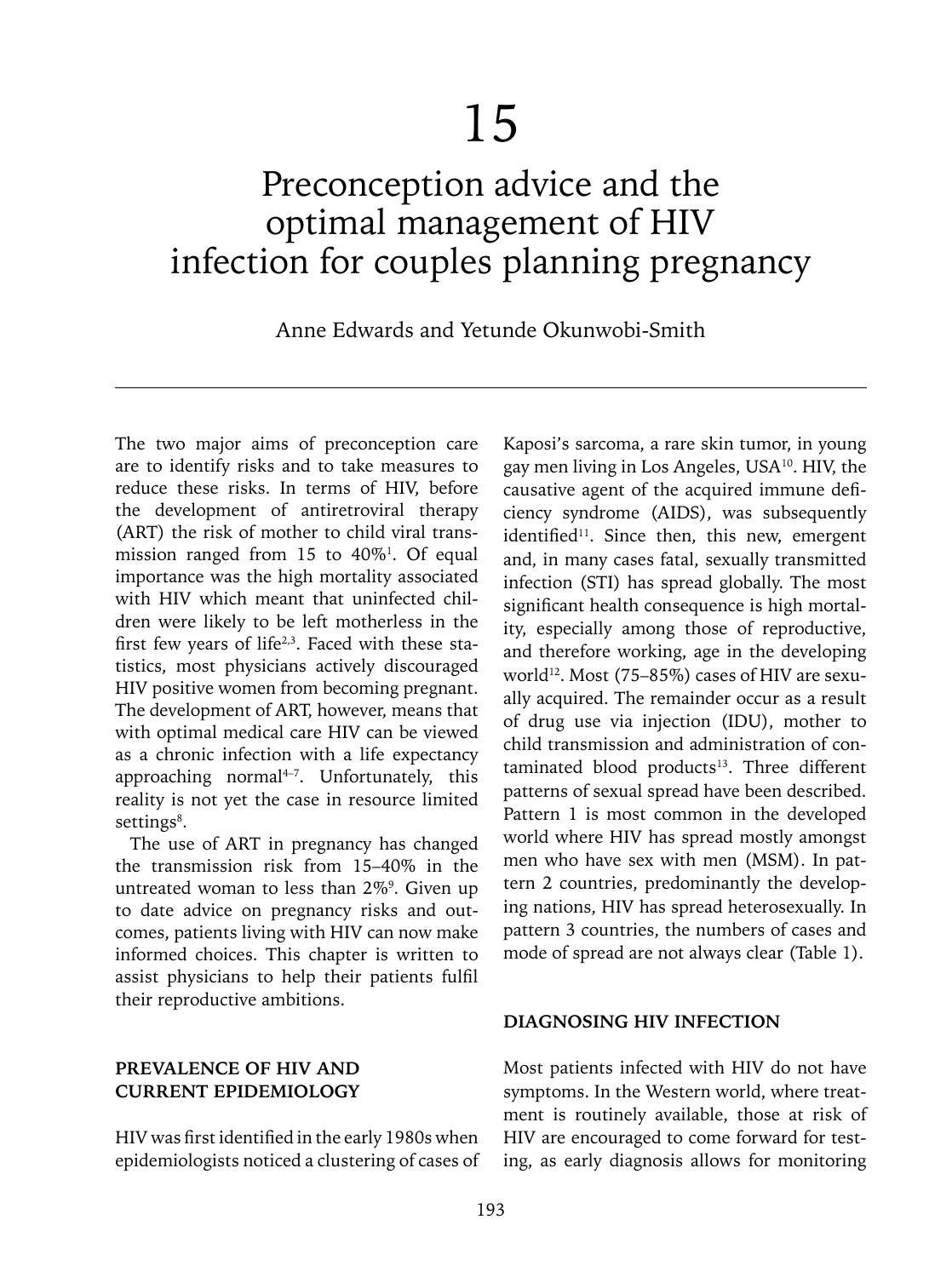# 15

# Preconception advice and the optimal management of HIV infection for couples planning pregnancy

Anne Edwards and Yetunde Okunwobi-Smith

The two major aims of preconception care are to identify risks and to take measures to reduce these risks. In terms of HIV, before the development of antiretroviral therapy (ART) the risk of mother to child viral transmission ranged from 15 to 40%[1]. Of equal importance was the high mortality associated with HIV which meant that uninfected children were likely to be left motherless in the first few years of life[2,3]. Faced with these statistics, most physicians actively discouraged HIV positive women from becoming pregnant. The development of ART, however, means that with optimal medical care HIV can be viewed as a chronic infection with a life expectancy approaching normal[4–7]. Unfortunately, this reality is not yet the case in resource limited settings[8].

The use of ART in pregnancy has changed the transmission risk from 15–40% in the untreated woman to less than 2%[9]. Given up to date advice on pregnancy risks and outcomes, patients living with HIV can now make informed choices. This chapter is written to assist physicians to help their patients fulfil their reproductive ambitions.

## PREVALENCE OF HIV AND CURRENT EPIDEMIOLOGY

HIV was first identified in the early 1980s when epidemiologists noticed a clustering of cases of Kaposi's sarcoma, a rare skin tumor, in young gay men living in Los Angeles, USA[10]. HIV, the causative agent of the acquired immune deficiency syndrome (AIDS), was subsequently identified[11]. Since then, this new, emergent and, in many cases fatal, sexually transmitted infection (STI) has spread globally. The most significant health consequence is high mortality, especially among those of reproductive, and therefore working, age in the developing world[12]. Most (75–85%) cases of HIV are sexually acquired. The remainder occur as a result of drug use via injection (IDU), mother to child transmission and administration of contaminated blood products[13]. Three different patterns of sexual spread have been described. Pattern 1 is most common in the developed world where HIV has spread mostly amongst men who have sex with men (MSM). In pattern 2 countries, predominantly the developing nations, HIV has spread heterosexually. In pattern 3 countries, the numbers of cases and mode of spread are not always clear (Table 1).

## DIAGNOSING HIV INFECTION

Most patients infected with HIV do not have symptoms. In the Western world, where treatment is routinely available, those at risk of HIV are encouraged to come forward for testing, as early diagnosis allows for monitoring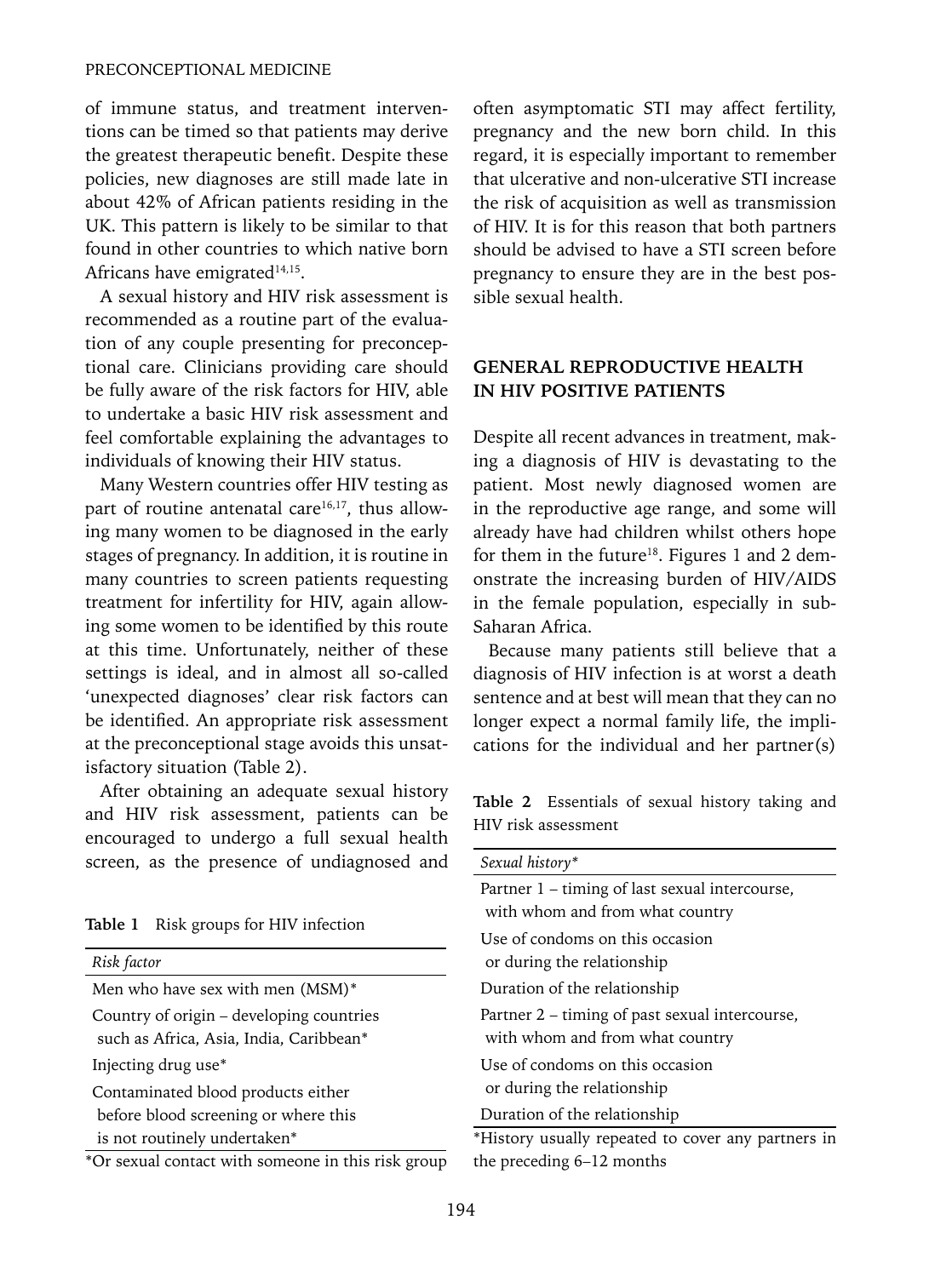of immune status, and treatment interventions can be timed so that patients may derive the greatest therapeutic benefit. Despite these policies, new diagnoses are still made late in about 42% of African patients residing in the UK. This pattern is likely to be similar to that found in other countries to which native born Africans have emigrated[14,15].

A sexual history and HIV risk assessment is recommended as a routine part of the evaluation of any couple presenting for preconceptional care. Clinicians providing care should be fully aware of the risk factors for HIV, able to undertake a basic HIV risk assessment and feel comfortable explaining the advantages to individuals of knowing their HIV status.

Many Western countries offer HIV testing as part of routine antenatal care[16,17], thus allowing many women to be diagnosed in the early stages of pregnancy. In addition, it is routine in many countries to screen patients requesting treatment for infertility for HIV, again allowing some women to be identified by this route at this time. Unfortunately, neither of these settings is ideal, and in almost all so-called 'unexpected diagnoses' clear risk factors can be identified. An appropriate risk assessment at the preconceptional stage avoids this unsatisfactory situation (Table 2).

After obtaining an adequate sexual history and HIV risk assessment, patients can be encouraged to undergo a full sexual health screen, as the presence of undiagnosed and often asymptomatic STI may affect fertility, pregnancy and the new born child. In this regard, it is especially important to remember that ulcerative and non-ulcerative STI increase the risk of acquisition as well as transmission of HIV. It is for this reason that both partners should be advised to have a STI screen before pregnancy to ensure they are in the best possible sexual health.

**Table 1** Risk groups for HIV infection

| *Risk factor* |
|---|
| Men who have sex with men (MSM)* |
| Country of origin – developing countries such as Africa, Asia, India, Caribbean* |
| Injecting drug use* |
| Contaminated blood products either before blood screening or where this is not routinely undertaken* |

*Or sexual contact with someone in this risk group

## GENERAL REPRODUCTIVE HEALTH IN HIV POSITIVE PATIENTS

Despite all recent advances in treatment, making a diagnosis of HIV is devastating to the patient. Most newly diagnosed women are in the reproductive age range, and some will already have had children whilst others hope for them in the future[18]. Figures 1 and 2 demonstrate the increasing burden of HIV/AIDS in the female population, especially in sub-Saharan Africa.

Because many patients still believe that a diagnosis of HIV infection is at worst a death sentence and at best will mean that they can no longer expect a normal family life, the implications for the individual and her partner(s)

**Table 2** Essentials of sexual history taking and HIV risk assessment

| *Sexual history** |
|---|
| Partner 1 – timing of last sexual intercourse, with whom and from what country |
| Use of condoms on this occasion or during the relationship |
| Duration of the relationship |
| Partner 2 – timing of past sexual intercourse, with whom and from what country |
| Use of condoms on this occasion or during the relationship |
| Duration of the relationship |

*History usually repeated to cover any partners in the preceding 6–12 months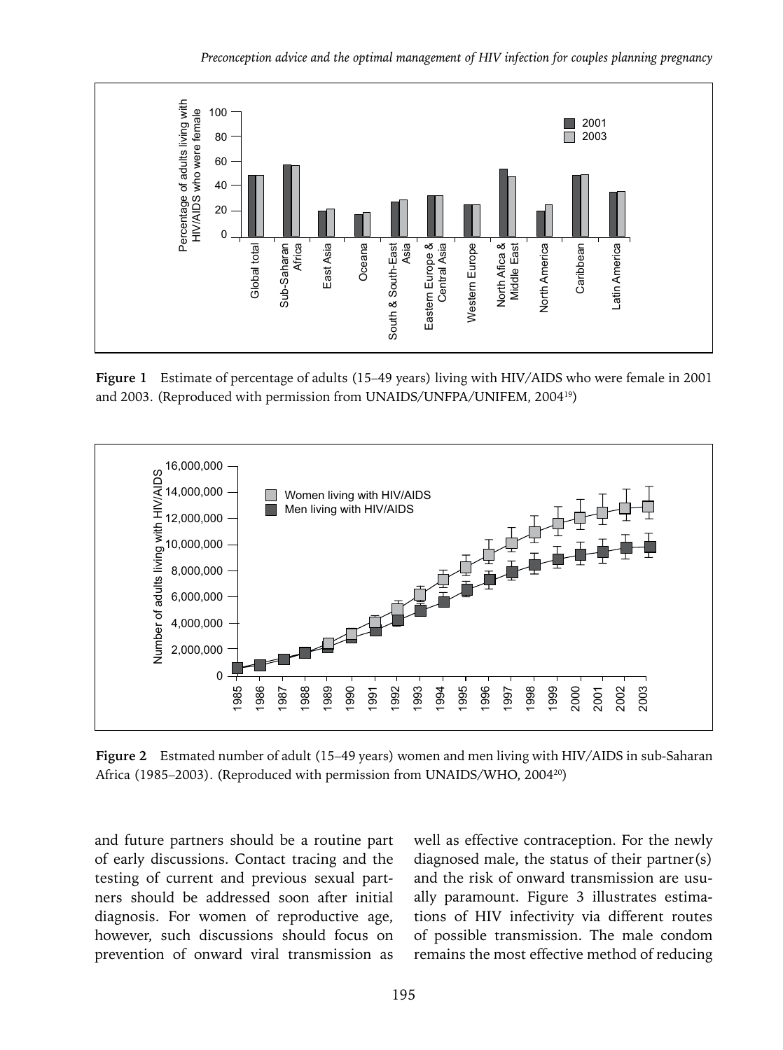**Figure 1** Estimate of percentage of adults (15–49 years) living with HIV/AIDS who were female in 2001 and 2003. (Reproduced with permission from UNAIDS/UNFPA/UNIFEM, 2004[19])

**Figure 2** Estmated number of adult (15–49 years) women and men living with HIV/AIDS in sub-Saharan Africa (1985–2003). (Reproduced with permission from UNAIDS/WHO, 2004[20])

and future partners should be a routine part of early discussions. Contact tracing and the testing of current and previous sexual partners should be addressed soon after initial diagnosis. For women of reproductive age, however, such discussions should focus on prevention of onward viral transmission as well as effective contraception. For the newly diagnosed male, the status of their partner(s) and the risk of onward transmission are usually paramount. Figure 3 illustrates estimations of HIV infectivity via different routes of possible transmission. The male condom remains the most effective method of reducing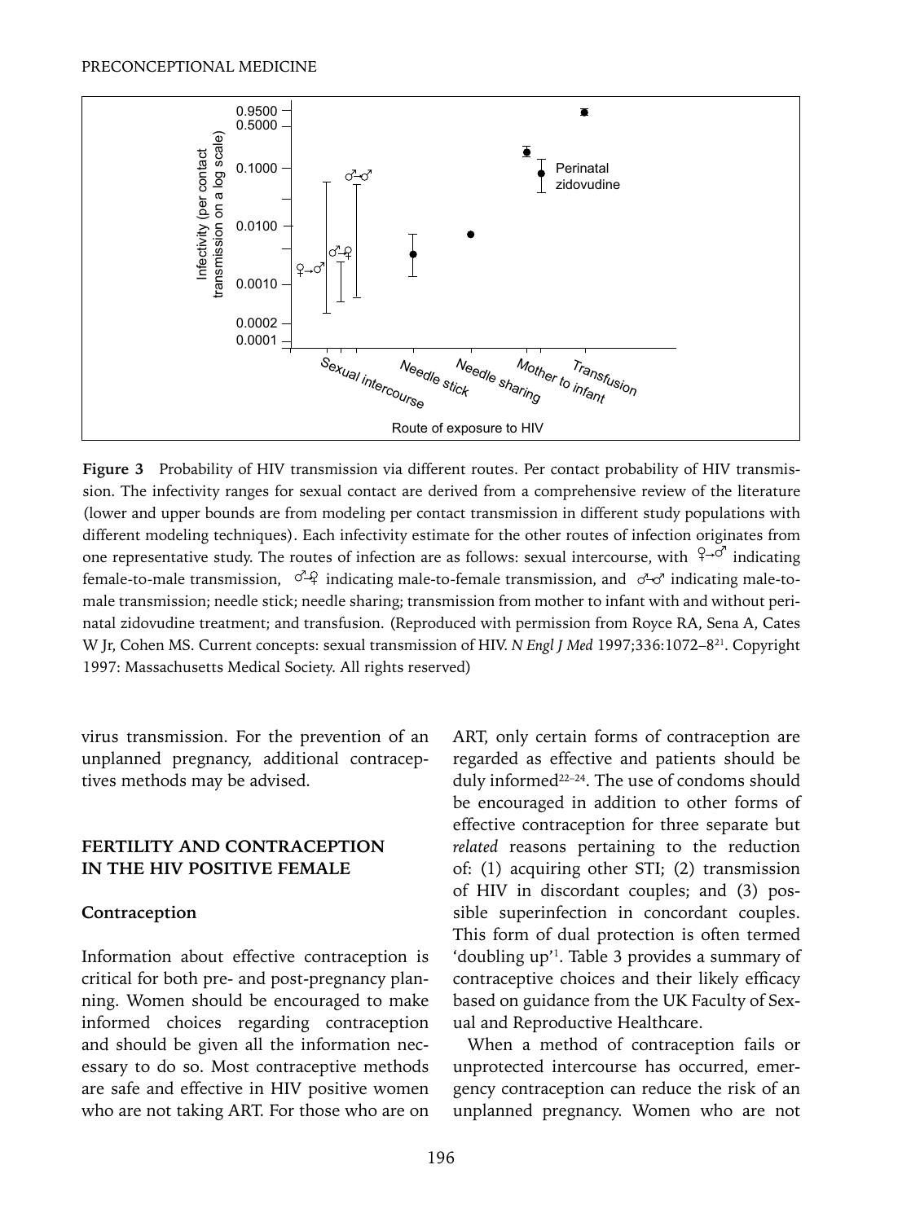**Figure 3** Probability of HIV transmission via different routes. Per contact probability of HIV transmission. The infectivity ranges for sexual contact are derived from a comprehensive review of the literature (lower and upper bounds are from modeling per contact transmission in different study populations with different modeling techniques). Each infectivity estimate for the other routes of infection originates from one representative study. The routes of infection are as follows: sexual intercourse, with ♀→♂ indicating female-to-male transmission, ♂→♀ indicating male-to-female transmission, and ♂→♂ indicating male-to-male transmission; needle stick; needle sharing; transmission from mother to infant with and without perinatal zidovudine treatment; and transfusion. (Reproduced with permission from Royce RA, Sena A, Cates W Jr, Cohen MS. Current concepts: sexual transmission of HIV. *N Engl J Med* 1997;336:1072–8[21]. Copyright 1997: Massachusetts Medical Society. All rights reserved)

virus transmission. For the prevention of an unplanned pregnancy, additional contraceptives methods may be advised.

## FERTILITY AND CONTRACEPTION IN THE HIV POSITIVE FEMALE

### Contraception

Information about effective contraception is critical for both pre- and post-pregnancy planning. Women should be encouraged to make informed choices regarding contraception and should be given all the information necessary to do so. Most contraceptive methods are safe and effective in HIV positive women who are not taking ART. For those who are on ART, only certain forms of contraception are regarded as effective and patients should be duly informed[22–24]. The use of condoms should be encouraged in addition to other forms of effective contraception for three separate but *related* reasons pertaining to the reduction of: (1) acquiring other STI; (2) transmission of HIV in discordant couples; and (3) possible superinfection in concordant couples. This form of dual protection is often termed 'doubling up'[1]. Table 3 provides a summary of contraceptive choices and their likely efficacy based on guidance from the UK Faculty of Sexual and Reproductive Healthcare.

When a method of contraception fails or unprotected intercourse has occurred, emergency contraception can reduce the risk of an unplanned pregnancy. Women who are not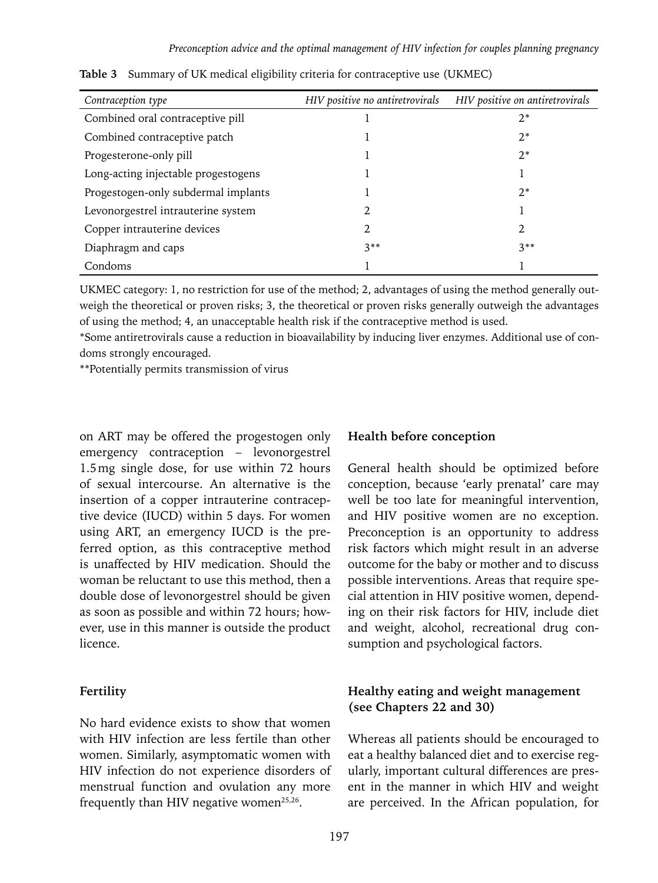**Table 3** Summary of UK medical eligibility criteria for contraceptive use (UKMEC)

| *Contraception type* | *HIV positive no antiretrovirals* | *HIV positive on antiretrovirals* |
|---|---|---|
| Combined oral contraceptive pill | 1 | 2* |
| Combined contraceptive patch | 1 | 2* |
| Progesterone-only pill | 1 | 2* |
| Long-acting injectable progestogens | 1 | 1 |
| Progestogen-only subdermal implants | 1 | 2* |
| Levonorgestrel intrauterine system | 2 | 1 |
| Copper intrauterine devices | 2 | 2 |
| Diaphragm and caps | 3** | 3** |
| Condoms | 1 | 1 |

UKMEC category: 1, no restriction for use of the method; 2, advantages of using the method generally outweigh the theoretical or proven risks; 3, the theoretical or proven risks generally outweigh the advantages of using the method; 4, an unacceptable health risk if the contraceptive method is used.

*Some antiretrovirals cause a reduction in bioavailability by inducing liver enzymes. Additional use of condoms strongly encouraged.

**Potentially permits transmission of virus

on ART may be offered the progestogen only emergency contraception – levonorgestrel 1.5 mg single dose, for use within 72 hours of sexual intercourse. An alternative is the insertion of a copper intrauterine contraceptive device (IUCD) within 5 days. For women using ART, an emergency IUCD is the preferred option, as this contraceptive method is unaffected by HIV medication. Should the woman be reluctant to use this method, then a double dose of levonorgestrel should be given as soon as possible and within 72 hours; however, use in this manner is outside the product licence.

### Fertility

No hard evidence exists to show that women with HIV infection are less fertile than other women. Similarly, asymptomatic women with HIV infection do not experience disorders of menstrual function and ovulation any more frequently than HIV negative women[25,26].

### Health before conception

General health should be optimized before conception, because 'early prenatal' care may well be too late for meaningful intervention, and HIV positive women are no exception. Preconception is an opportunity to address risk factors which might result in an adverse outcome for the baby or mother and to discuss possible interventions. Areas that require special attention in HIV positive women, depending on their risk factors for HIV, include diet and weight, alcohol, recreational drug consumption and psychological factors.

### Healthy eating and weight management (see Chapters 22 and 30)

Whereas all patients should be encouraged to eat a healthy balanced diet and to exercise regularly, important cultural differences are present in the manner in which HIV and weight are perceived. In the African population, for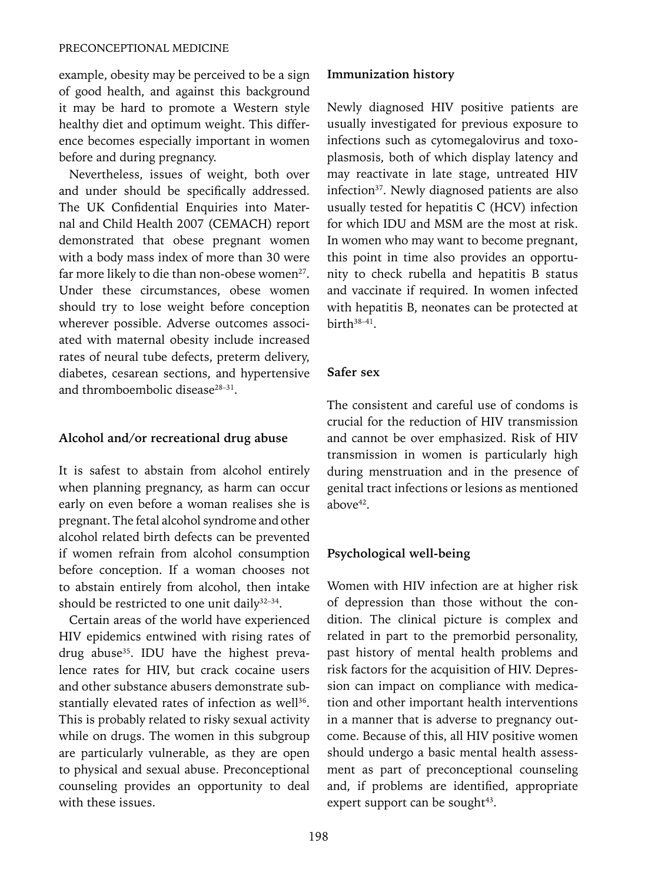example, obesity may be perceived to be a sign of good health, and against this background it may be hard to promote a Western style healthy diet and optimum weight. This difference becomes especially important in women before and during pregnancy.

Nevertheless, issues of weight, both over and under should be specifically addressed. The UK Confidential Enquiries into Maternal and Child Health 2007 (CEMACH) report demonstrated that obese pregnant women with a body mass index of more than 30 were far more likely to die than non-obese women[27]. Under these circumstances, obese women should try to lose weight before conception wherever possible. Adverse outcomes associated with maternal obesity include increased rates of neural tube defects, preterm delivery, diabetes, cesarean sections, and hypertensive and thromboembolic disease[28–31].

### Alcohol and/or recreational drug abuse

It is safest to abstain from alcohol entirely when planning pregnancy, as harm can occur early on even before a woman realises she is pregnant. The fetal alcohol syndrome and other alcohol related birth defects can be prevented if women refrain from alcohol consumption before conception. If a woman chooses not to abstain entirely from alcohol, then intake should be restricted to one unit daily[32–34].

Certain areas of the world have experienced HIV epidemics entwined with rising rates of drug abuse[35]. IDU have the highest prevalence rates for HIV, but crack cocaine users and other substance abusers demonstrate substantially elevated rates of infection as well[36]. This is probably related to risky sexual activity while on drugs. The women in this subgroup are particularly vulnerable, as they are open to physical and sexual abuse. Preconceptional counseling provides an opportunity to deal with these issues.

### Immunization history

Newly diagnosed HIV positive patients are usually investigated for previous exposure to infections such as cytomegalovirus and toxoplasmosis, both of which display latency and may reactivate in late stage, untreated HIV infection[37]. Newly diagnosed patients are also usually tested for hepatitis C (HCV) infection for which IDU and MSM are the most at risk. In women who may want to become pregnant, this point in time also provides an opportunity to check rubella and hepatitis B status and vaccinate if required. In women infected with hepatitis B, neonates can be protected at birth[38–41].

### Safer sex

The consistent and careful use of condoms is crucial for the reduction of HIV transmission and cannot be over emphasized. Risk of HIV transmission in women is particularly high during menstruation and in the presence of genital tract infections or lesions as mentioned above[42].

### Psychological well-being

Women with HIV infection are at higher risk of depression than those without the condition. The clinical picture is complex and related in part to the premorbid personality, past history of mental health problems and risk factors for the acquisition of HIV. Depression can impact on compliance with medication and other important health interventions in a manner that is adverse to pregnancy outcome. Because of this, all HIV positive women should undergo a basic mental health assessment as part of preconceptional counseling and, if problems are identified, appropriate expert support can be sought[43].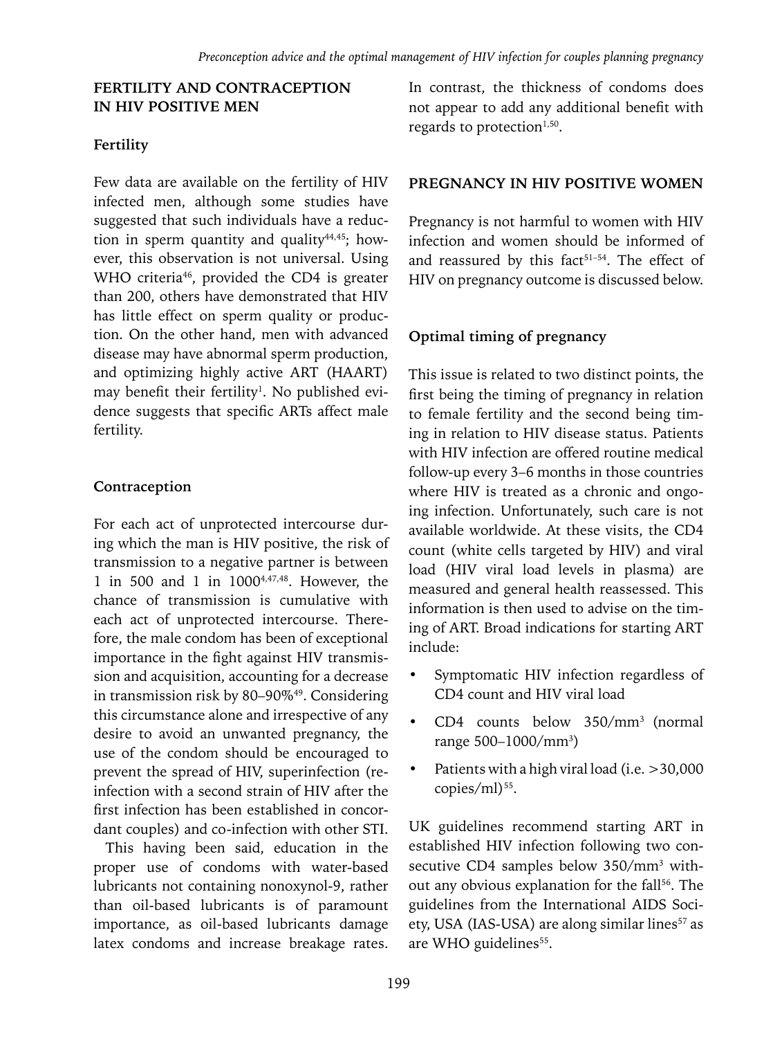## FERTILITY AND CONTRACEPTION IN HIV POSITIVE MEN

### Fertility

Few data are available on the fertility of HIV infected men, although some studies have suggested that such individuals have a reduction in sperm quantity and quality[44,45]; however, this observation is not universal. Using WHO criteria[46], provided the CD4 is greater than 200, others have demonstrated that HIV has little effect on sperm quality or production. On the other hand, men with advanced disease may have abnormal sperm production, and optimizing highly active ART (HAART) may benefit their fertility[1]. No published evidence suggests that specific ARTs affect male fertility.

### Contraception

For each act of unprotected intercourse during which the man is HIV positive, the risk of transmission to a negative partner is between 1 in 500 and 1 in 1000[4,47,48]. However, the chance of transmission is cumulative with each act of unprotected intercourse. Therefore, the male condom has been of exceptional importance in the fight against HIV transmission and acquisition, accounting for a decrease in transmission risk by 80–90%[49]. Considering this circumstance alone and irrespective of any desire to avoid an unwanted pregnancy, the use of the condom should be encouraged to prevent the spread of HIV, superinfection (reinfection with a second strain of HIV after the first infection has been established in concordant couples) and co-infection with other STI.

This having been said, education in the proper use of condoms with water-based lubricants not containing nonoxynol-9, rather than oil-based lubricants is of paramount importance, as oil-based lubricants damage latex condoms and increase breakage rates. In contrast, the thickness of condoms does not appear to add any additional benefit with regards to protection[1,50].

## PREGNANCY IN HIV POSITIVE WOMEN

Pregnancy is not harmful to women with HIV infection and women should be informed of and reassured by this fact[51–54]. The effect of HIV on pregnancy outcome is discussed below.

### Optimal timing of pregnancy

This issue is related to two distinct points, the first being the timing of pregnancy in relation to female fertility and the second being timing in relation to HIV disease status. Patients with HIV infection are offered routine medical follow-up every 3–6 months in those countries where HIV is treated as a chronic and ongoing infection. Unfortunately, such care is not available worldwide. At these visits, the CD4 count (white cells targeted by HIV) and viral load (HIV viral load levels in plasma) are measured and general health reassessed. This information is then used to advise on the timing of ART. Broad indications for starting ART include:

- Symptomatic HIV infection regardless of CD4 count and HIV viral load
- CD4 counts below 350/mm$^3$ (normal range 500–1000/mm$^3$)
- Patients with a high viral load (i.e. >30,000 copies/ml)[55].

UK guidelines recommend starting ART in established HIV infection following two consecutive CD4 samples below 350/mm$^3$ without any obvious explanation for the fall[56]. The guidelines from the International AIDS Society, USA (IAS-USA) are along similar lines[57] as are WHO guidelines[55].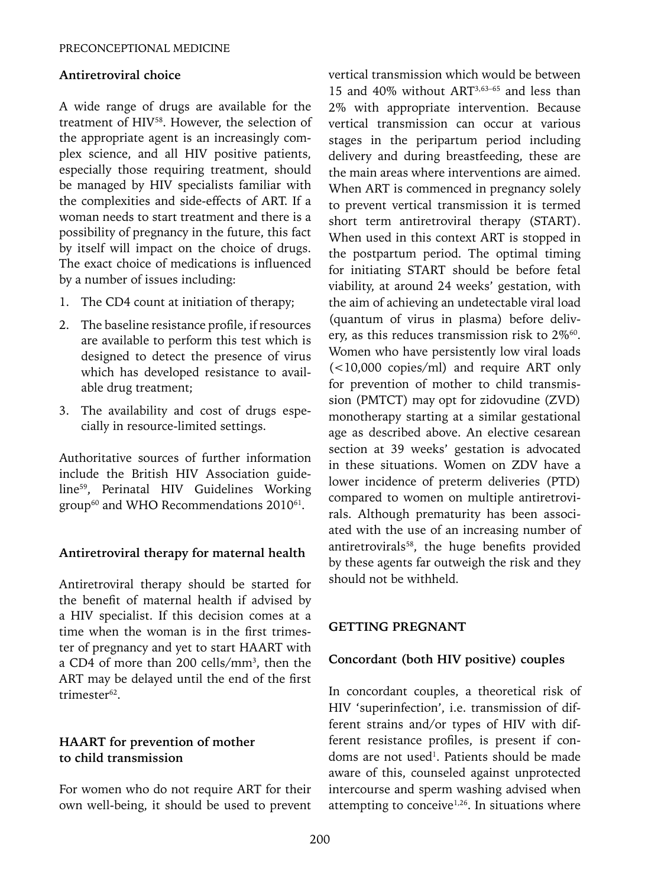## Antiretroviral choice

A wide range of drugs are available for the treatment of HIV[58]. However, the selection of the appropriate agent is an increasingly complex science, and all HIV positive patients, especially those requiring treatment, should be managed by HIV specialists familiar with the complexities and side-effects of ART. If a woman needs to start treatment and there is a possibility of pregnancy in the future, this fact by itself will impact on the choice of drugs. The exact choice of medications is influenced by a number of issues including:

1. The CD4 count at initiation of therapy;
2. The baseline resistance profile, if resources are available to perform this test which is designed to detect the presence of virus which has developed resistance to available drug treatment;
3. The availability and cost of drugs especially in resource-limited settings.

Authoritative sources of further information include the British HIV Association guideline[59], Perinatal HIV Guidelines Working group[60] and WHO Recommendations 2010[61].

## Antiretroviral therapy for maternal health

Antiretroviral therapy should be started for the benefit of maternal health if advised by a HIV specialist. If this decision comes at a time when the woman is in the first trimester of pregnancy and yet to start HAART with a CD4 of more than 200 cells/mm$^3$, then the ART may be delayed until the end of the first trimester[62].

## HAART for prevention of mother to child transmission

For women who do not require ART for their own well-being, it should be used to prevent vertical transmission which would be between 15 and 40% without ART[3,63–65] and less than 2% with appropriate intervention. Because vertical transmission can occur at various stages in the peripartum period including delivery and during breastfeeding, these are the main areas where interventions are aimed. When ART is commenced in pregnancy solely to prevent vertical transmission it is termed short term antiretroviral therapy (START). When used in this context ART is stopped in the postpartum period. The optimal timing for initiating START should be before fetal viability, at around 24 weeks' gestation, with the aim of achieving an undetectable viral load (quantum of virus in plasma) before delivery, as this reduces transmission risk to 2%[60]. Women who have persistently low viral loads (<10,000 copies/ml) and require ART only for prevention of mother to child transmission (PMTCT) may opt for zidovudine (ZVD) monotherapy starting at a similar gestational age as described above. An elective cesarean section at 39 weeks' gestation is advocated in these situations. Women on ZDV have a lower incidence of preterm deliveries (PTD) compared to women on multiple antiretrovirals. Although prematurity has been associated with the use of an increasing number of antiretrovirals[58], the huge benefits provided by these agents far outweigh the risk and they should not be withheld.

## GETTING PREGNANT

### Concordant (both HIV positive) couples

In concordant couples, a theoretical risk of HIV 'superinfection', i.e. transmission of different strains and/or types of HIV with different resistance profiles, is present if condoms are not used[1]. Patients should be made aware of this, counseled against unprotected intercourse and sperm washing advised when attempting to conceive[1,26]. In situations where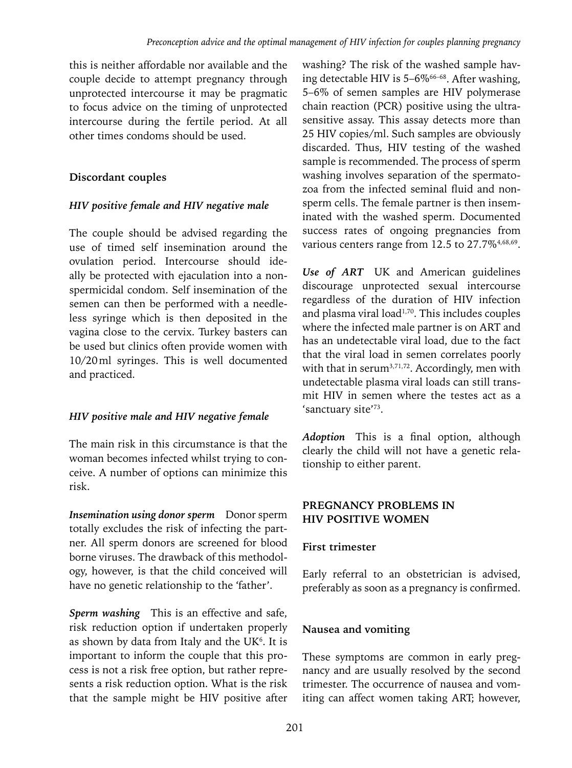this is neither affordable nor available and the couple decide to attempt pregnancy through unprotected intercourse it may be pragmatic to focus advice on the timing of unprotected intercourse during the fertile period. At all other times condoms should be used.

### Discordant couples

#### *HIV positive female and HIV negative male*

The couple should be advised regarding the use of timed self insemination around the ovulation period. Intercourse should ideally be protected with ejaculation into a non-spermicidal condom. Self insemination of the semen can then be performed with a needleless syringe which is then deposited in the vagina close to the cervix. Turkey basters can be used but clinics often provide women with 10/20 ml syringes. This is well documented and practiced.

#### *HIV positive male and HIV negative female*

The main risk in this circumstance is that the woman becomes infected whilst trying to conceive. A number of options can minimize this risk.

***Insemination using donor sperm*** Donor sperm totally excludes the risk of infecting the partner. All sperm donors are screened for blood borne viruses. The drawback of this methodology, however, is that the child conceived will have no genetic relationship to the 'father'.

***Sperm washing*** This is an effective and safe, risk reduction option if undertaken properly as shown by data from Italy and the UK[6]. It is important to inform the couple that this process is not a risk free option, but rather represents a risk reduction option. What is the risk that the sample might be HIV positive after washing? The risk of the washed sample having detectable HIV is 5–6%[66–68]. After washing, 5–6% of semen samples are HIV polymerase chain reaction (PCR) positive using the ultrasensitive assay. This assay detects more than 25 HIV copies/ml. Such samples are obviously discarded. Thus, HIV testing of the washed sample is recommended. The process of sperm washing involves separation of the spermatozoa from the infected seminal fluid and non-sperm cells. The female partner is then inseminated with the washed sperm. Documented success rates of ongoing pregnancies from various centers range from 12.5 to 27.7%[4,68,69].

***Use of ART*** UK and American guidelines discourage unprotected sexual intercourse regardless of the duration of HIV infection and plasma viral load[1,70]. This includes couples where the infected male partner is on ART and has an undetectable viral load, due to the fact that the viral load in semen correlates poorly with that in serum[3,71,72]. Accordingly, men with undetectable plasma viral loads can still transmit HIV in semen where the testes act as a 'sanctuary site'[73].

***Adoption*** This is a final option, although clearly the child will not have a genetic relationship to either parent.

## PREGNANCY PROBLEMS IN HIV POSITIVE WOMEN

### First trimester

Early referral to an obstetrician is advised, preferably as soon as a pregnancy is confirmed.

### Nausea and vomiting

These symptoms are common in early pregnancy and are usually resolved by the second trimester. The occurrence of nausea and vomiting can affect women taking ART; however,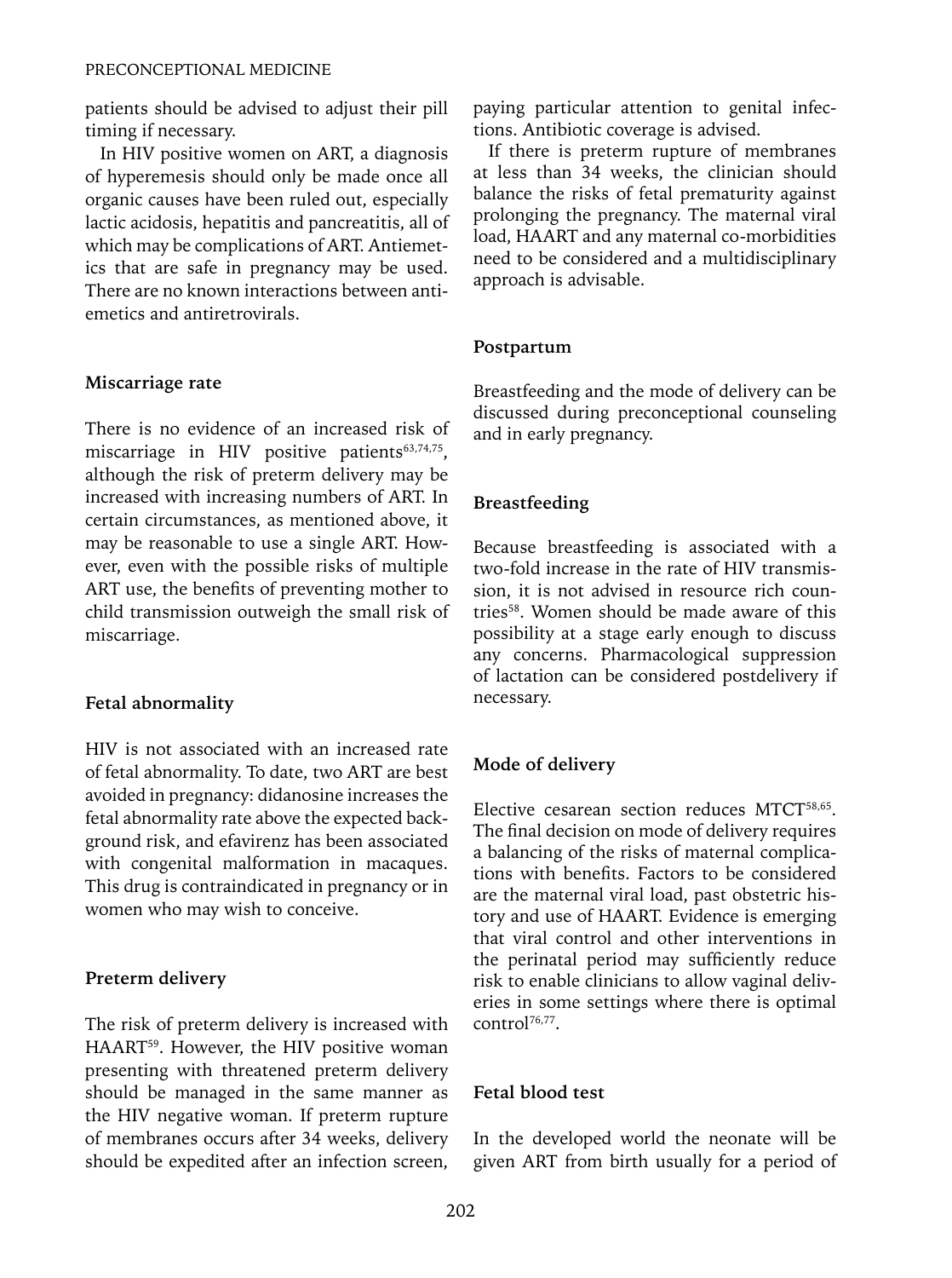patients should be advised to adjust their pill timing if necessary.

In HIV positive women on ART, a diagnosis of hyperemesis should only be made once all organic causes have been ruled out, especially lactic acidosis, hepatitis and pancreatitis, all of which may be complications of ART. Antiemetics that are safe in pregnancy may be used. There are no known interactions between antiemetics and antiretrovirals.

### Miscarriage rate

There is no evidence of an increased risk of miscarriage in HIV positive patients[63,74,75], although the risk of preterm delivery may be increased with increasing numbers of ART. In certain circumstances, as mentioned above, it may be reasonable to use a single ART. However, even with the possible risks of multiple ART use, the benefits of preventing mother to child transmission outweigh the small risk of miscarriage.

### Fetal abnormality

HIV is not associated with an increased rate of fetal abnormality. To date, two ART are best avoided in pregnancy: didanosine increases the fetal abnormality rate above the expected background risk, and efavirenz has been associated with congenital malformation in macaques. This drug is contraindicated in pregnancy or in women who may wish to conceive.

### Preterm delivery

The risk of preterm delivery is increased with HAART[59]. However, the HIV positive woman presenting with threatened preterm delivery should be managed in the same manner as the HIV negative woman. If preterm rupture of membranes occurs after 34 weeks, delivery should be expedited after an infection screen, paying particular attention to genital infections. Antibiotic coverage is advised.

If there is preterm rupture of membranes at less than 34 weeks, the clinician should balance the risks of fetal prematurity against prolonging the pregnancy. The maternal viral load, HAART and any maternal co-morbidities need to be considered and a multidisciplinary approach is advisable.

### Postpartum

Breastfeeding and the mode of delivery can be discussed during preconceptional counseling and in early pregnancy.

### Breastfeeding

Because breastfeeding is associated with a two-fold increase in the rate of HIV transmission, it is not advised in resource rich countries[58]. Women should be made aware of this possibility at a stage early enough to discuss any concerns. Pharmacological suppression of lactation can be considered postdelivery if necessary.

### Mode of delivery

Elective cesarean section reduces MTCT[58,65]. The final decision on mode of delivery requires a balancing of the risks of maternal complications with benefits. Factors to be considered are the maternal viral load, past obstetric history and use of HAART. Evidence is emerging that viral control and other interventions in the perinatal period may sufficiently reduce risk to enable clinicians to allow vaginal deliveries in some settings where there is optimal control[76,77].

### Fetal blood test

In the developed world the neonate will be given ART from birth usually for a period of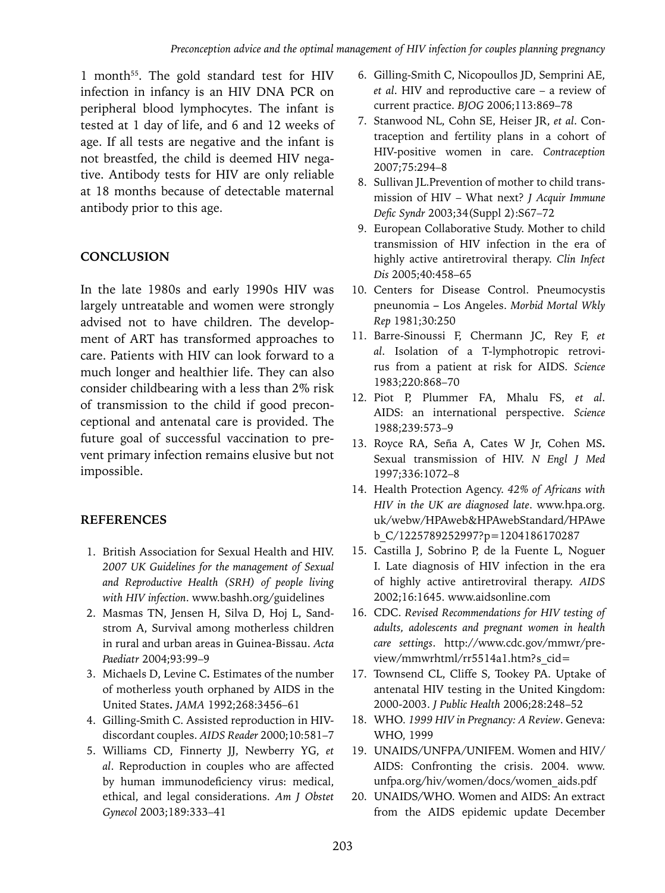1 month[55]. The gold standard test for HIV infection in infancy is an HIV DNA PCR on peripheral blood lymphocytes. The infant is tested at 1 day of life, and 6 and 12 weeks of age. If all tests are negative and the infant is not breastfed, the child is deemed HIV negative. Antibody tests for HIV are only reliable at 18 months because of detectable maternal antibody prior to this age.

## CONCLUSION

In the late 1980s and early 1990s HIV was largely untreatable and women were strongly advised not to have children. The development of ART has transformed approaches to care. Patients with HIV can look forward to a much longer and healthier life. They can also consider childbearing with a less than 2% risk of transmission to the child if good preconceptional and antenatal care is provided. The future goal of successful vaccination to prevent primary infection remains elusive but not impossible.

## REFERENCES

1. British Association for Sexual Health and HIV. *2007 UK Guidelines for the management of Sexual and Reproductive Health (SRH) of people living with HIV infection*. www.bashh.org/guidelines
2. Masmas TN, Jensen H, Silva D, Hoj L, Sandstrom A, Survival among motherless children in rural and urban areas in Guinea-Bissau. *Acta Paediatr* 2004;93:99–9
3. Michaels D, Levine C. Estimates of the number of motherless youth orphaned by AIDS in the United States. *JAMA* 1992;268:3456–61
4. Gilling-Smith C. Assisted reproduction in HIV-discordant couples. *AIDS Reader* 2000;10:581–7
5. Williams CD, Finnerty JJ, Newberry YG, *et al*. Reproduction in couples who are affected by human immunodeficiency virus: medical, ethical, and legal considerations. *Am J Obstet Gynecol* 2003;189:333–41
6. Gilling-Smith C, Nicopoullos JD, Semprini AE, *et al*. HIV and reproductive care – a review of current practice. *BJOG* 2006;113:869–78
7. Stanwood NL, Cohn SE, Heiser JR, *et al*. Contraception and fertility plans in a cohort of HIV-positive women in care. *Contraception* 2007;75:294–8
8. Sullivan JL.Prevention of mother to child transmission of HIV – What next? *J Acquir Immune Defic Syndr* 2003;34(Suppl 2):S67–72
9. European Collaborative Study. Mother to child transmission of HIV infection in the era of highly active antiretroviral therapy. *Clin Infect Dis* 2005;40:458–65
10. Centers for Disease Control. Pneumocystis pneunomia – Los Angeles. *Morbid Mortal Wkly Rep* 1981;30:250
11. Barre-Sinoussi F, Chermann JC, Rey F, *et al*. Isolation of a T-lymphotropic retrovirus from a patient at risk for AIDS. *Science* 1983;220:868–70
12. Piot P, Plummer FA, Mhalu FS, *et al*. AIDS: an international perspective. *Science* 1988;239:573–9
13. Royce RA, Seña A, Cates W Jr, Cohen MS. Sexual transmission of HIV. *N Engl J Med* 1997;336:1072–8
14. Health Protection Agency. *42% of Africans with HIV in the UK are diagnosed late*. www.hpa.org.uk/webw/HPAweb&HPAwebStandard/HPAweb_C/1225789252997?p=1204186170287
15. Castilla J, Sobrino P, de la Fuente L, Noguer I. Late diagnosis of HIV infection in the era of highly active antiretroviral therapy. *AIDS* 2002;16:1645. www.aidsonline.com
16. CDC. *Revised Recommendations for HIV testing of adults, adolescents and pregnant women in health care settings*. http://www.cdc.gov/mmwr/preview/mmwrhtml/rr5514a1.htm?s_cid=
17. Townsend CL, Cliffe S, Tookey PA. Uptake of antenatal HIV testing in the United Kingdom: 2000-2003. *J Public Health* 2006;28:248–52
18. WHO. *1999 HIV in Pregnancy: A Review*. Geneva: WHO, 1999
19. UNAIDS/UNFPA/UNIFEM. Women and HIV/AIDS: Confronting the crisis. 2004. www.unfpa.org/hiv/women/docs/women_aids.pdf
20. UNAIDS/WHO. Women and AIDS: An extract from the AIDS epidemic update December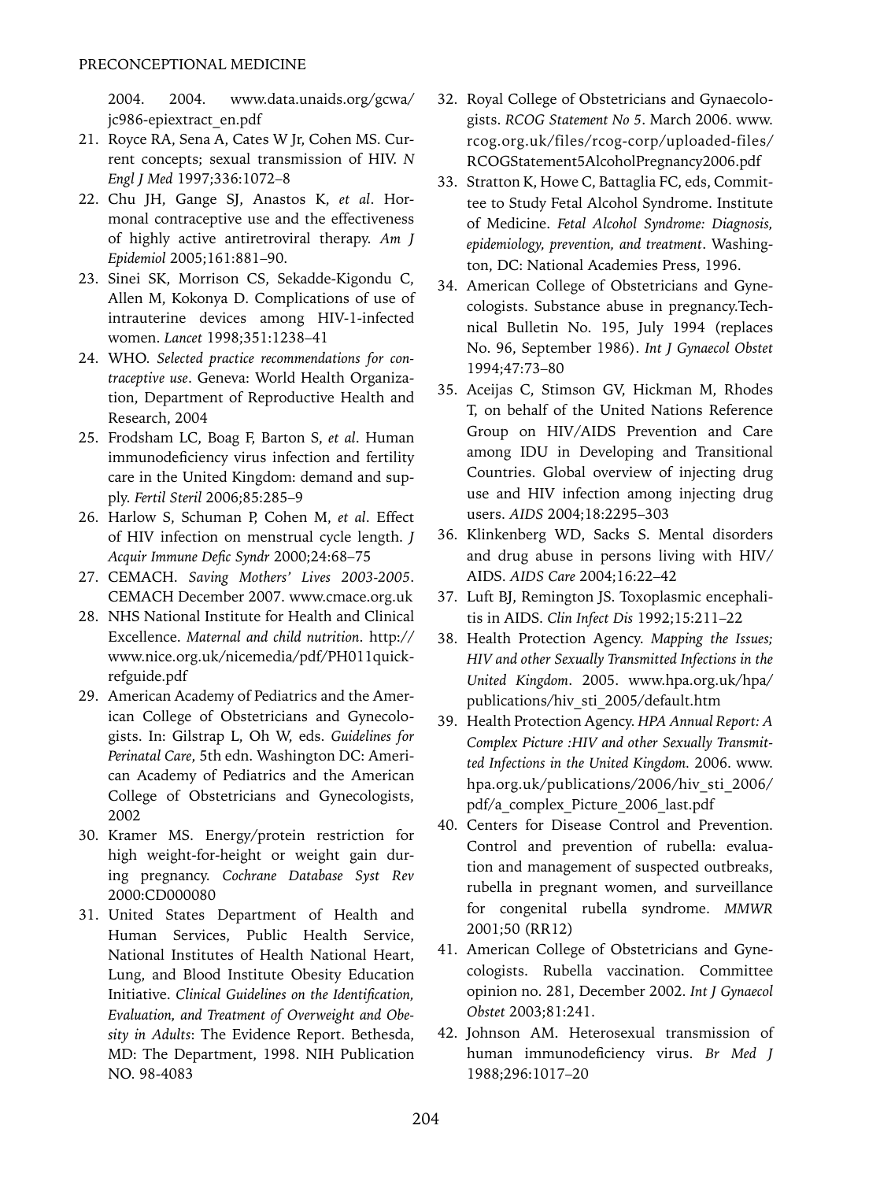2004. 2004. www.data.unaids.org/gcwa/jc986-epiextract_en.pdf

21. Royce RA, Sena A, Cates W Jr, Cohen MS. Current concepts; sexual transmission of HIV. *N Engl J Med* 1997;336:1072–8
22. Chu JH, Gange SJ, Anastos K, *et al*. Hormonal contraceptive use and the effectiveness of highly active antiretroviral therapy. *Am J Epidemiol* 2005;161:881–90.
23. Sinei SK, Morrison CS, Sekadde-Kigondu C, Allen M, Kokonya D. Complications of use of intrauterine devices among HIV-1-infected women. *Lancet* 1998;351:1238–41
24. WHO. *Selected practice recommendations for contraceptive use*. Geneva: World Health Organization, Department of Reproductive Health and Research, 2004
25. Frodsham LC, Boag F, Barton S, *et al*. Human immunodeficiency virus infection and fertility care in the United Kingdom: demand and supply. *Fertil Steril* 2006;85:285–9
26. Harlow S, Schuman P, Cohen M, *et al*. Effect of HIV infection on menstrual cycle length. *J Acquir Immune Defic Syndr* 2000;24:68–75
27. CEMACH. *Saving Mothers' Lives 2003-2005*. CEMACH December 2007. www.cmace.org.uk
28. NHS National Institute for Health and Clinical Excellence. *Maternal and child nutrition*. http://www.nice.org.uk/nicemedia/pdf/PH011quickrefguide.pdf
29. American Academy of Pediatrics and the American College of Obstetricians and Gynecologists. In: Gilstrap L, Oh W, eds. *Guidelines for Perinatal Care*, 5th edn. Washington DC: American Academy of Pediatrics and the American College of Obstetricians and Gynecologists, 2002
30. Kramer MS. Energy/protein restriction for high weight-for-height or weight gain during pregnancy. *Cochrane Database Syst Rev* 2000:CD000080
31. United States Department of Health and Human Services, Public Health Service, National Institutes of Health National Heart, Lung, and Blood Institute Obesity Education Initiative. *Clinical Guidelines on the Identification, Evaluation, and Treatment of Overweight and Obesity in Adults*: The Evidence Report. Bethesda, MD: The Department, 1998. NIH Publication NO. 98-4083
32. Royal College of Obstetricians and Gynaecologists. *RCOG Statement No 5*. March 2006. www.rcog.org.uk/files/rcog-corp/uploaded-files/RCOGStatement5AlcoholPregnancy2006.pdf
33. Stratton K, Howe C, Battaglia FC, eds, Committee to Study Fetal Alcohol Syndrome. Institute of Medicine. *Fetal Alcohol Syndrome: Diagnosis, epidemiology, prevention, and treatment*. Washington, DC: National Academies Press, 1996.
34. American College of Obstetricians and Gynecologists. Substance abuse in pregnancy.Technical Bulletin No. 195, July 1994 (replaces No. 96, September 1986). *Int J Gynaecol Obstet* 1994;47:73–80
35. Aceijas C, Stimson GV, Hickman M, Rhodes T, on behalf of the United Nations Reference Group on HIV/AIDS Prevention and Care among IDU in Developing and Transitional Countries. Global overview of injecting drug use and HIV infection among injecting drug users. *AIDS* 2004;18:2295–303
36. Klinkenberg WD, Sacks S. Mental disorders and drug abuse in persons living with HIV/AIDS. *AIDS Care* 2004;16:22–42
37. Luft BJ, Remington JS. Toxoplasmic encephalitis in AIDS. *Clin Infect Dis* 1992;15:211–22
38. Health Protection Agency. *Mapping the Issues; HIV and other Sexually Transmitted Infections in the United Kingdom*. 2005. www.hpa.org.uk/hpa/publications/hiv_sti_2005/default.htm
39. Health Protection Agency. *HPA Annual Report: A Complex Picture :HIV and other Sexually Transmitted Infections in the United Kingdom.* 2006. www.hpa.org.uk/publications/2006/hiv_sti_2006/pdf/a_complex_Picture_2006_last.pdf
40. Centers for Disease Control and Prevention. Control and prevention of rubella: evaluation and management of suspected outbreaks, rubella in pregnant women, and surveillance for congenital rubella syndrome. *MMWR* 2001;50 (RR12)
41. American College of Obstetricians and Gynecologists. Rubella vaccination. Committee opinion no. 281, December 2002. *Int J Gynaecol Obstet* 2003;81:241.
42. Johnson AM. Heterosexual transmission of human immunodeficiency virus. *Br Med J* 1988;296:1017–20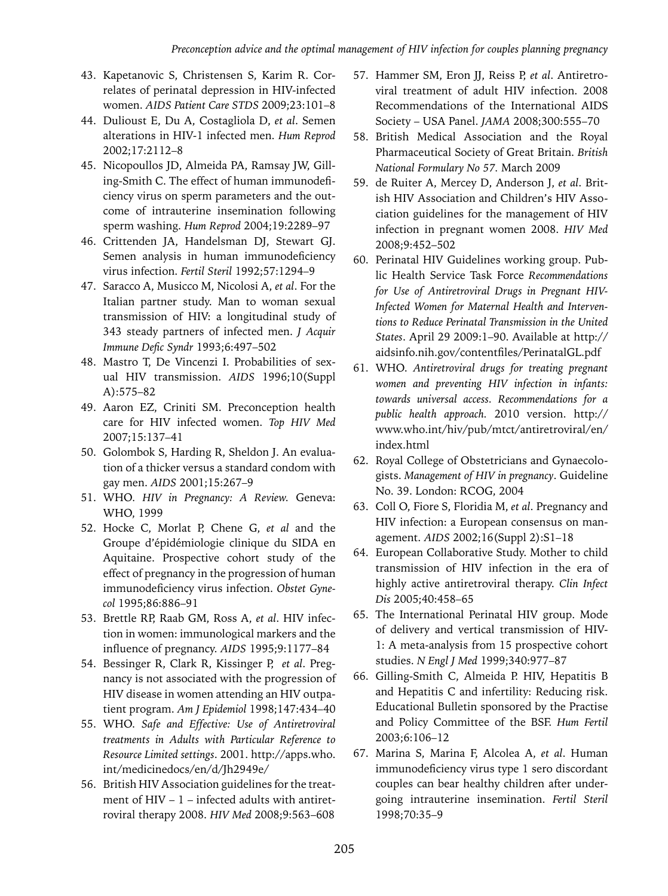43. Kapetanovic S, Christensen S, Karim R. Correlates of perinatal depression in HIV-infected women. *AIDS Patient Care STDS* 2009;23:101–8
44. Dulioust E, Du A, Costagliola D, *et al*. Semen alterations in HIV-1 infected men. *Hum Reprod* 2002;17:2112–8
45. Nicopoullos JD, Almeida PA, Ramsay JW, Gilling-Smith C. The effect of human immunodeficiency virus on sperm parameters and the outcome of intrauterine insemination following sperm washing. *Hum Reprod* 2004;19:2289–97
46. Crittenden JA, Handelsman DJ, Stewart GJ. Semen analysis in human immunodeficiency virus infection. *Fertil Steril* 1992;57:1294–9
47. Saracco A, Musicco M, Nicolosi A, *et al*. For the Italian partner study. Man to woman sexual transmission of HIV: a longitudinal study of 343 steady partners of infected men. *J Acquir Immune Defic Syndr* 1993;6:497–502
48. Mastro T, De Vincenzi I. Probabilities of sexual HIV transmission. *AIDS* 1996;10(Suppl A):575–82
49. Aaron EZ, Criniti SM. Preconception health care for HIV infected women. *Top HIV Med* 2007;15:137–41
50. Golombok S, Harding R, Sheldon J. An evaluation of a thicker versus a standard condom with gay men. *AIDS* 2001;15:267–9
51. WHO. *HIV in Pregnancy: A Review.* Geneva: WHO, 1999
52. Hocke C, Morlat P, Chene G, *et al* and the Groupe d'épidémiologie clinique du SIDA en Aquitaine. Prospective cohort study of the effect of pregnancy in the progression of human immunodeficiency virus infection. *Obstet Gynecol* 1995;86:886–91
53. Brettle RP, Raab GM, Ross A, *et al*. HIV infection in women: immunological markers and the influence of pregnancy. *AIDS* 1995;9:1177–84
54. Bessinger R, Clark R, Kissinger P, *et al*. Pregnancy is not associated with the progression of HIV disease in women attending an HIV outpatient program. *Am J Epidemiol* 1998;147:434–40
55. WHO. *Safe and Effective: Use of Antiretroviral treatments in Adults with Particular Reference to Resource Limited settings*. 2001. http://apps.who.int/medicinedocs/en/d/Jh2949e/
56. British HIV Association guidelines for the treatment of HIV – 1 – infected adults with antiretroviral therapy 2008. *HIV Med* 2008;9:563–608
57. Hammer SM, Eron JJ, Reiss P, *et al*. Antiretroviral treatment of adult HIV infection. 2008 Recommendations of the International AIDS Society – USA Panel. *JAMA* 2008;300:555–70
58. British Medical Association and the Royal Pharmaceutical Society of Great Britain. *British National Formulary No 57*. March 2009
59. de Ruiter A, Mercey D, Anderson J, *et al*. British HIV Association and Children's HIV Association guidelines for the management of HIV infection in pregnant women 2008. *HIV Med* 2008;9:452–502
60. Perinatal HIV Guidelines working group. Public Health Service Task Force *Recommendations for Use of Antiretroviral Drugs in Pregnant HIV-Infected Women for Maternal Health and Interventions to Reduce Perinatal Transmission in the United States*. April 29 2009:1–90. Available at http://aidsinfo.nih.gov/contentfiles/PerinatalGL.pdf
61. WHO. *Antiretroviral drugs for treating pregnant women and preventing HIV infection in infants: towards universal access. Recommendations for a public health approach*. 2010 version. http://www.who.int/hiv/pub/mtct/antiretroviral/en/index.html
62. Royal College of Obstetricians and Gynaecologists. *Management of HIV in pregnancy*. Guideline No. 39. London: RCOG, 2004
63. Coll O, Fiore S, Floridia M, *et al*. Pregnancy and HIV infection: a European consensus on management. *AIDS* 2002;16(Suppl 2):S1–18
64. European Collaborative Study. Mother to child transmission of HIV infection in the era of highly active antiretroviral therapy. *Clin Infect Dis* 2005;40:458–65
65. The International Perinatal HIV group. Mode of delivery and vertical transmission of HIV-1: A meta-analysis from 15 prospective cohort studies. *N Engl J Med* 1999;340:977–87
66. Gilling-Smith C, Almeida P. HIV, Hepatitis B and Hepatitis C and infertility: Reducing risk. Educational Bulletin sponsored by the Practise and Policy Committee of the BSF. *Hum Fertil* 2003;6:106–12
67. Marina S, Marina F, Alcolea A, *et al*. Human immunodeficiency virus type 1 sero discordant couples can bear healthy children after undergoing intrauterine insemination. *Fertil Steril* 1998;70:35–9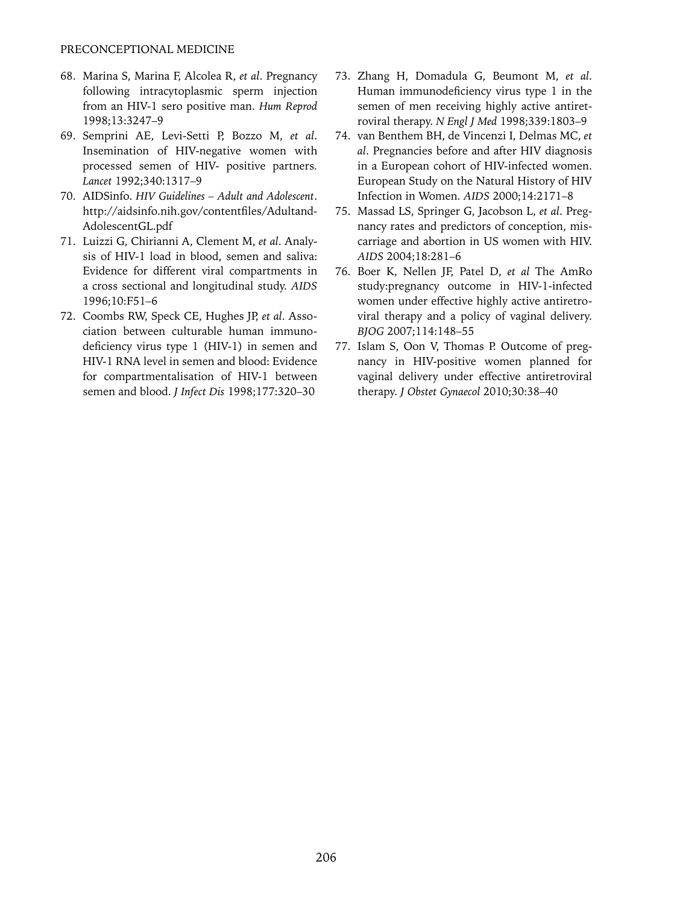68. Marina S, Marina F, Alcolea R, *et al*. Pregnancy following intracytoplasmic sperm injection from an HIV-1 sero positive man. *Hum Reprod* 1998;13:3247–9
69. Semprini AE, Levi-Setti P, Bozzo M, *et al*. Insemination of HIV-negative women with processed semen of HIV- positive partners. *Lancet* 1992;340:1317–9
70. AIDSinfo. *HIV Guidelines – Adult and Adolescent*. http://aidsinfo.nih.gov/contentfiles/AdultandAdolescentGL.pdf
71. Luizzi G, Chirianni A, Clement M, *et al*. Analysis of HIV-1 load in blood, semen and saliva: Evidence for different viral compartments in a cross sectional and longitudinal study. *AIDS* 1996;10:F51–6
72. Coombs RW, Speck CE, Hughes JP, *et al*. Association between culturable human immunodeficiency virus type 1 (HIV-1) in semen and HIV-1 RNA level in semen and blood: Evidence for compartmentalisation of HIV-1 between semen and blood. *J Infect Dis* 1998;177:320–30
73. Zhang H, Domadula G, Beumont M, *et al*. Human immunodeficiency virus type 1 in the semen of men receiving highly active antiretroviral therapy. *N Engl J Med* 1998;339:1803–9
74. van Benthem BH, de Vincenzi I, Delmas MC, *et al*. Pregnancies before and after HIV diagnosis in a European cohort of HIV-infected women. European Study on the Natural History of HIV Infection in Women. *AIDS* 2000;14:2171–8
75. Massad LS, Springer G, Jacobson L, *et al*. Pregnancy rates and predictors of conception, miscarriage and abortion in US women with HIV. *AIDS* 2004;18:281–6
76. Boer K, Nellen JF, Patel D, *et al* The AmRo study:pregnancy outcome in HIV-1-infected women under effective highly active antiretroviral therapy and a policy of vaginal delivery. *BJOG* 2007;114:148–55
77. Islam S, Oon V, Thomas P. Outcome of pregnancy in HIV-positive women planned for vaginal delivery under effective antiretroviral therapy. *J Obstet Gynaecol* 2010;30:38–40